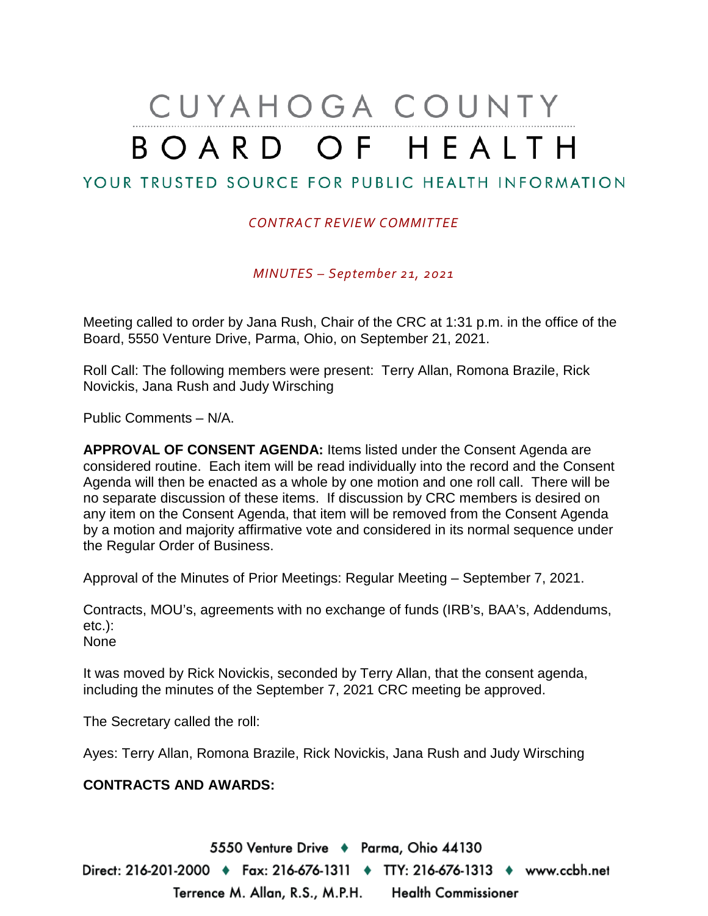# CUYAHOGA COUNTY BOARD OF HEALTH

YOUR TRUSTED SOURCE FOR PUBLIC HEALTH INFORMATION

*CONTRACT REVIEW COMMITTEE*

*MINUTES – September 21, 2021*

Meeting called to order by Jana Rush, Chair of the CRC at 1:31 p.m. in the office of the Board, 5550 Venture Drive, Parma, Ohio, on September 21, 2021.

Roll Call: The following members were present: Terry Allan, Romona Brazile, Rick Novickis, Jana Rush and Judy Wirsching

Public Comments – N/A.

**APPROVAL OF CONSENT AGENDA:** Items listed under the Consent Agenda are considered routine. Each item will be read individually into the record and the Consent Agenda will then be enacted as a whole by one motion and one roll call. There will be no separate discussion of these items. If discussion by CRC members is desired on any item on the Consent Agenda, that item will be removed from the Consent Agenda by a motion and majority affirmative vote and considered in its normal sequence under the Regular Order of Business.

Approval of the Minutes of Prior Meetings: Regular Meeting – September 7, 2021.

Contracts, MOU's, agreements with no exchange of funds (IRB's, BAA's, Addendums, etc.):
None

It was moved by Rick Novickis, seconded by Terry Allan, that the consent agenda, including the minutes of the September 7, 2021 CRC meeting be approved.

The Secretary called the roll:

Ayes: Terry Allan, Romona Brazile, Rick Novickis, Jana Rush and Judy Wirsching

**CONTRACTS AND AWARDS:**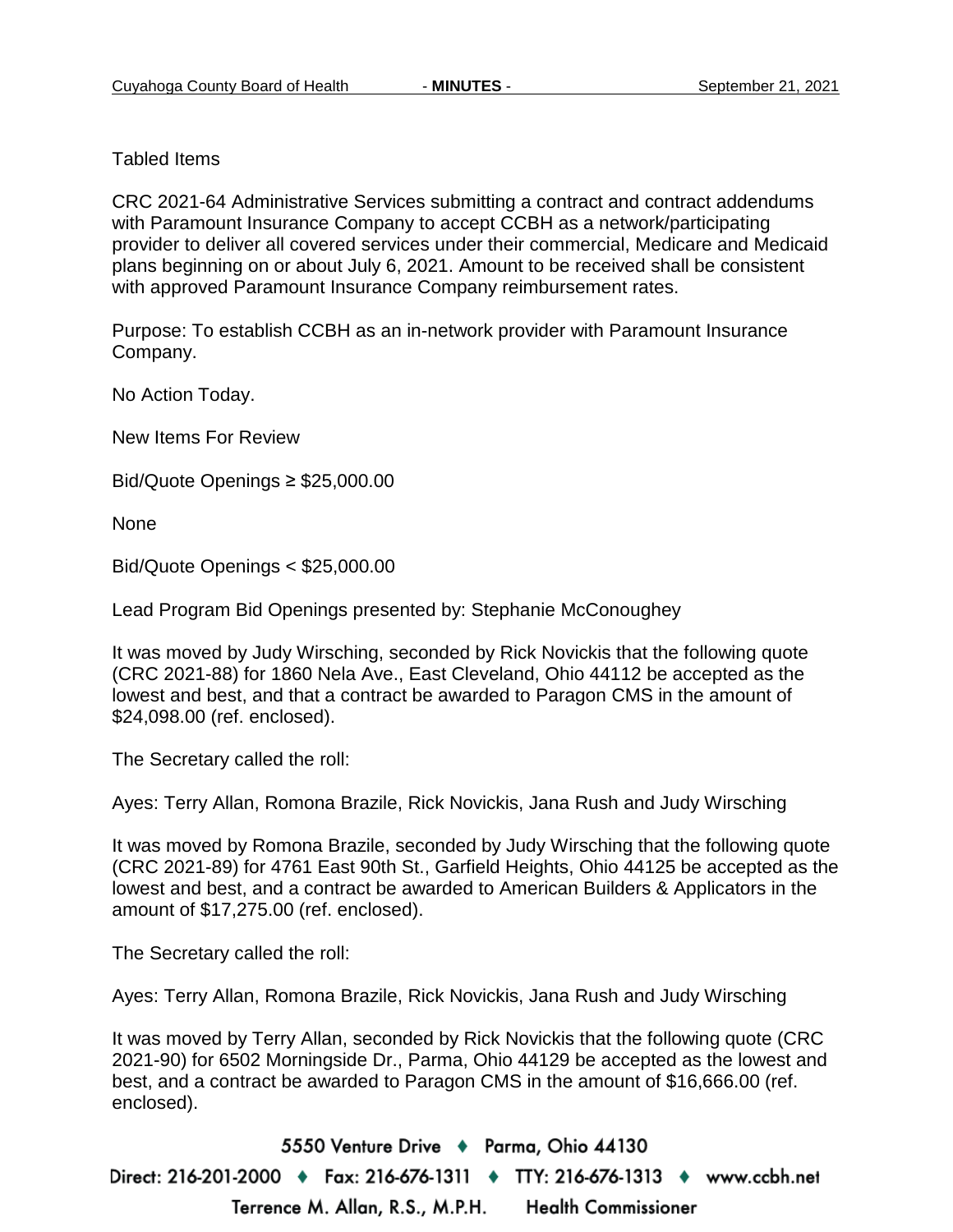Tabled Items

CRC 2021-64 Administrative Services submitting a contract and contract addendums with Paramount Insurance Company to accept CCBH as a network/participating provider to deliver all covered services under their commercial, Medicare and Medicaid plans beginning on or about July 6, 2021. Amount to be received shall be consistent with approved Paramount Insurance Company reimbursement rates.

Purpose: To establish CCBH as an in-network provider with Paramount Insurance Company.

No Action Today.

New Items For Review

Bid/Quote Openings ≥ $25,000.00

None

Bid/Quote Openings < $25,000.00

Lead Program Bid Openings presented by: Stephanie McConoughey

It was moved by Judy Wirsching, seconded by Rick Novickis that the following quote (CRC 2021-88) for 1860 Nela Ave., East Cleveland, Ohio 44112 be accepted as the lowest and best, and that a contract be awarded to Paragon CMS in the amount of $24,098.00 (ref. enclosed).

The Secretary called the roll:

Ayes: Terry Allan, Romona Brazile, Rick Novickis, Jana Rush and Judy Wirsching

It was moved by Romona Brazile, seconded by Judy Wirsching that the following quote (CRC 2021-89) for 4761 East 90th St., Garfield Heights, Ohio 44125 be accepted as the lowest and best, and a contract be awarded to American Builders & Applicators in the amount of $17,275.00 (ref. enclosed).

The Secretary called the roll:

Ayes: Terry Allan, Romona Brazile, Rick Novickis, Jana Rush and Judy Wirsching

It was moved by Terry Allan, seconded by Rick Novickis that the following quote (CRC 2021-90) for 6502 Morningside Dr., Parma, Ohio 44129 be accepted as the lowest and best, and a contract be awarded to Paragon CMS in the amount of $16,666.00 (ref. enclosed).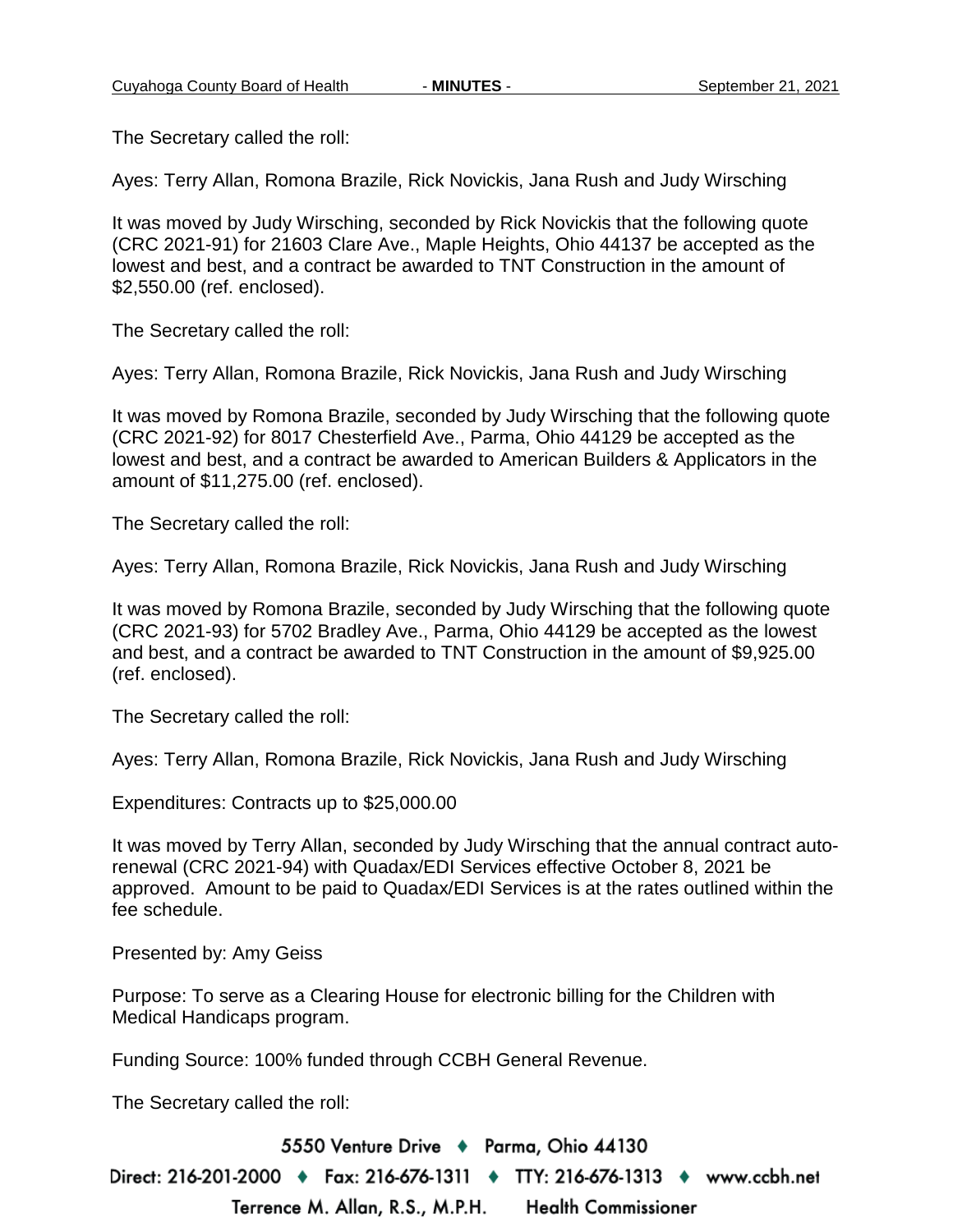The Secretary called the roll:

Ayes: Terry Allan, Romona Brazile, Rick Novickis, Jana Rush and Judy Wirsching

It was moved by Judy Wirsching, seconded by Rick Novickis that the following quote (CRC 2021-91) for 21603 Clare Ave., Maple Heights, Ohio 44137 be accepted as the lowest and best, and a contract be awarded to TNT Construction in the amount of $2,550.00 (ref. enclosed).

The Secretary called the roll:

Ayes: Terry Allan, Romona Brazile, Rick Novickis, Jana Rush and Judy Wirsching

It was moved by Romona Brazile, seconded by Judy Wirsching that the following quote (CRC 2021-92) for 8017 Chesterfield Ave., Parma, Ohio 44129 be accepted as the lowest and best, and a contract be awarded to American Builders & Applicators in the amount of $11,275.00 (ref. enclosed).

The Secretary called the roll:

Ayes: Terry Allan, Romona Brazile, Rick Novickis, Jana Rush and Judy Wirsching

It was moved by Romona Brazile, seconded by Judy Wirsching that the following quote (CRC 2021-93) for 5702 Bradley Ave., Parma, Ohio 44129 be accepted as the lowest and best, and a contract be awarded to TNT Construction in the amount of $9,925.00 (ref. enclosed).

The Secretary called the roll:

Ayes: Terry Allan, Romona Brazile, Rick Novickis, Jana Rush and Judy Wirsching

Expenditures: Contracts up to $25,000.00

It was moved by Terry Allan, seconded by Judy Wirsching that the annual contract auto-renewal (CRC 2021-94) with Quadax/EDI Services effective October 8, 2021 be approved. Amount to be paid to Quadax/EDI Services is at the rates outlined within the fee schedule.

Presented by: Amy Geiss

Purpose: To serve as a Clearing House for electronic billing for the Children with Medical Handicaps program.

Funding Source: 100% funded through CCBH General Revenue.

The Secretary called the roll: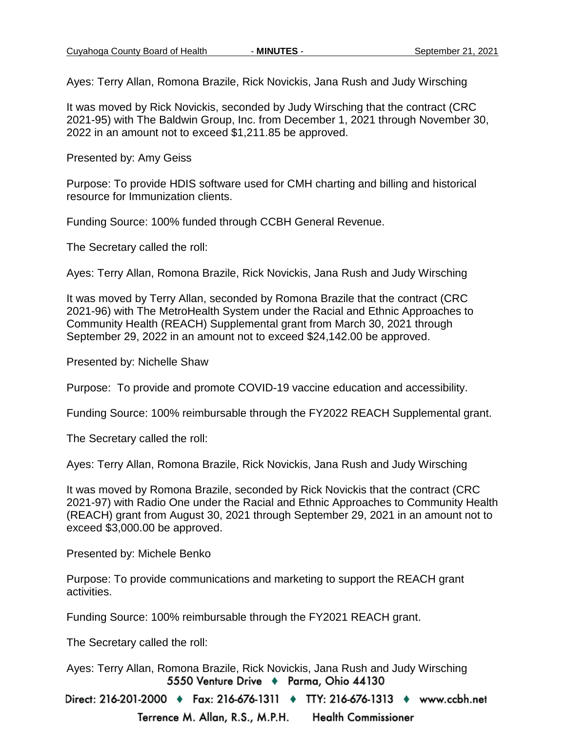Ayes: Terry Allan, Romona Brazile, Rick Novickis, Jana Rush and Judy Wirsching

It was moved by Rick Novickis, seconded by Judy Wirsching that the contract (CRC 2021-95) with The Baldwin Group, Inc. from December 1, 2021 through November 30, 2022 in an amount not to exceed $1,211.85 be approved.

Presented by: Amy Geiss

Purpose: To provide HDIS software used for CMH charting and billing and historical resource for Immunization clients.

Funding Source: 100% funded through CCBH General Revenue.

The Secretary called the roll:

Ayes: Terry Allan, Romona Brazile, Rick Novickis, Jana Rush and Judy Wirsching

It was moved by Terry Allan, seconded by Romona Brazile that the contract (CRC 2021-96) with The MetroHealth System under the Racial and Ethnic Approaches to Community Health (REACH) Supplemental grant from March 30, 2021 through September 29, 2022 in an amount not to exceed $24,142.00 be approved.

Presented by: Nichelle Shaw

Purpose: To provide and promote COVID-19 vaccine education and accessibility.

Funding Source: 100% reimbursable through the FY2022 REACH Supplemental grant.

The Secretary called the roll:

Ayes: Terry Allan, Romona Brazile, Rick Novickis, Jana Rush and Judy Wirsching

It was moved by Romona Brazile, seconded by Rick Novickis that the contract (CRC 2021-97) with Radio One under the Racial and Ethnic Approaches to Community Health (REACH) grant from August 30, 2021 through September 29, 2021 in an amount not to exceed $3,000.00 be approved.

Presented by: Michele Benko

Purpose: To provide communications and marketing to support the REACH grant activities.

Funding Source: 100% reimbursable through the FY2021 REACH grant.

The Secretary called the roll:

Ayes: Terry Allan, Romona Brazile, Rick Novickis, Jana Rush and Judy Wirsching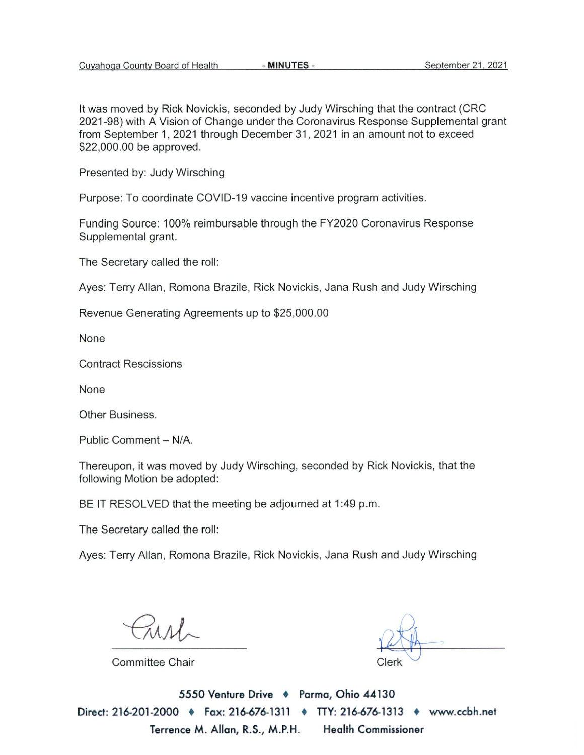It was moved by Rick Novickis, seconded by Judy Wirsching that the contract (CRC 2021-98) with A Vision of Change under the Coronavirus Response Supplemental grant from September 1, 2021 through December 31, 2021 in an amount not to exceed $22,000.00 be approved.

Presented by: Judy Wirsching

Purpose: To coordinate COVID-19 vaccine incentive program activities.

Funding Source: 100% reimbursable through the FY2020 Coronavirus Response Supplemental grant.

The Secretary called the roll:

Ayes: Terry Allan, Romona Brazile, Rick Novickis, Jana Rush and Judy Wirsching

Revenue Generating Agreements up to $25,000.00

None

Contract Rescissions

None

Other Business.

Public Comment – N/A.

Thereupon, it was moved by Judy Wirsching, seconded by Rick Novickis, that the following Motion be adopted:

BE IT RESOLVED that the meeting be adjourned at 1:49 p.m.

The Secretary called the roll:

Ayes: Terry Allan, Romona Brazile, Rick Novickis, Jana Rush and Judy Wirsching

Committee Chair

Clerk

5550 Venture Drive ♦ Parma, Ohio 44130

Direct: 216-201-2000 ♦ Fax: 216-676-1311 ♦ TTY: 216-676-1313 ♦ www.ccbh.net

Terrence M. Allan, R.S., M.P.H. Health Commissioner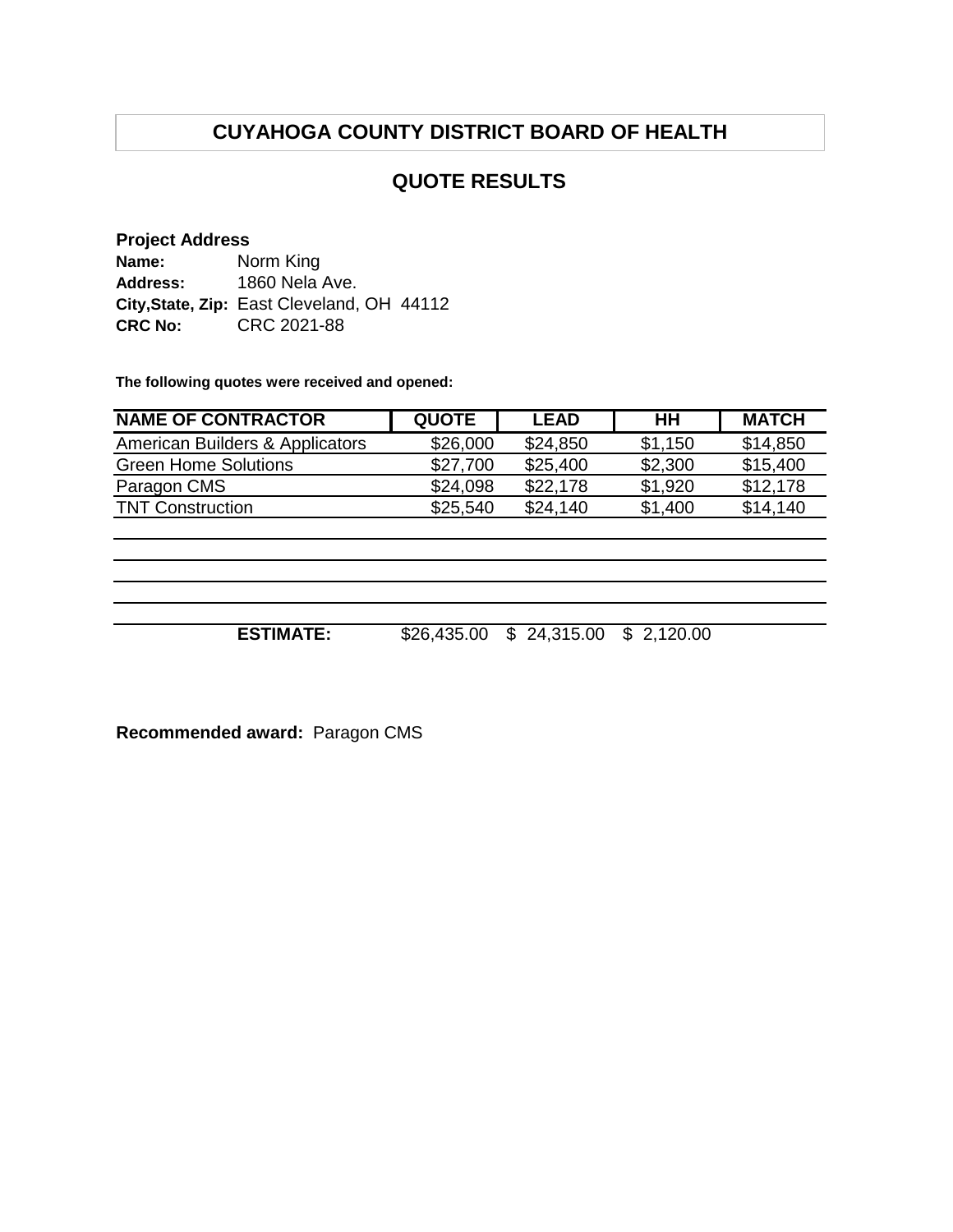# CUYAHOGA COUNTY DISTRICT BOARD OF HEALTH

## QUOTE RESULTS

**Project Address**
**Name:** Norm King
**Address:** 1860 Nela Ave.
**City,State, Zip:** East Cleveland, OH 44112
**CRC No:** CRC 2021-88

**The following quotes were received and opened:**

| NAME OF CONTRACTOR | QUOTE | LEAD | HH | MATCH |
|---|---|---|---|---|
| American Builders & Applicators | $26,000 | $24,850 | $1,150 | $14,850 |
| Green Home Solutions | $27,700 | $25,400 | $2,300 | $15,400 |
| Paragon CMS | $24,098 | $22,178 | $1,920 | $12,178 |
| TNT Construction | $25,540 | $24,140 | $1,400 | $14,140 |
| | | | | |
| | | | | |
| | | | | |
| | | | | |
| **ESTIMATE:** | $26,435.00 | $ 24,315.00 | $ 2,120.00 | |

**Recommended award:** Paragon CMS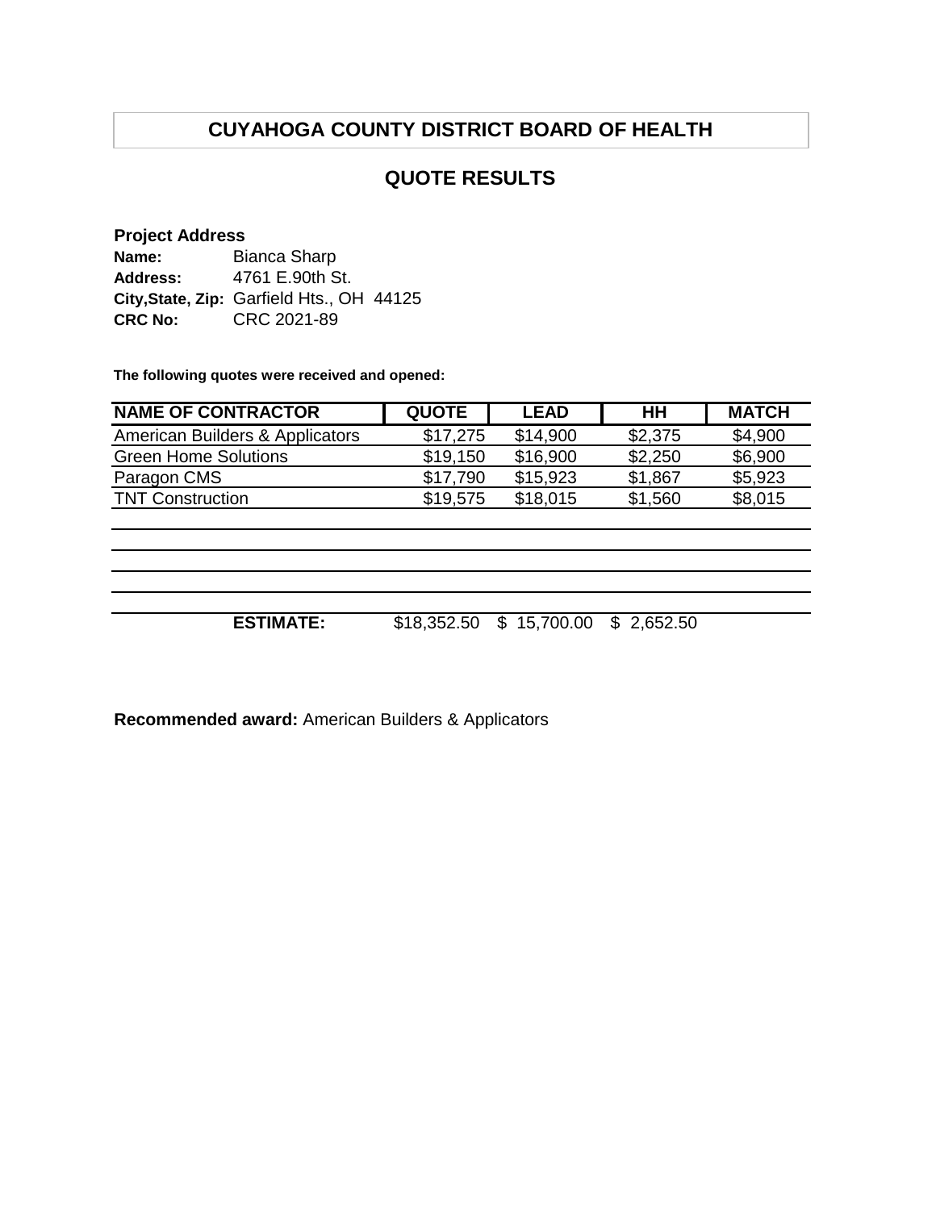# CUYAHOGA COUNTY DISTRICT BOARD OF HEALTH

## QUOTE RESULTS

**Project Address**
**Name:** Bianca Sharp
**Address:** 4761 E.90th St.
**City,State, Zip:** Garfield Hts., OH 44125
**CRC No:** CRC 2021-89

**The following quotes were received and opened:**

| NAME OF CONTRACTOR | QUOTE | LEAD | HH | MATCH |
|---|---|---|---|---|
| American Builders & Applicators | $17,275 | $14,900 | $2,375 | $4,900 |
| Green Home Solutions | $19,150 | $16,900 | $2,250 | $6,900 |
| Paragon CMS | $17,790 | $15,923 | $1,867 | $5,923 |
| TNT Construction | $19,575 | $18,015 | $1,560 | $8,015 |
| | | | | |
| | | | | |
| | | | | |
| | | | | |
| **ESTIMATE:** | $18,352.50 | $ 15,700.00 | $ 2,652.50 | |

**Recommended award:** American Builders & Applicators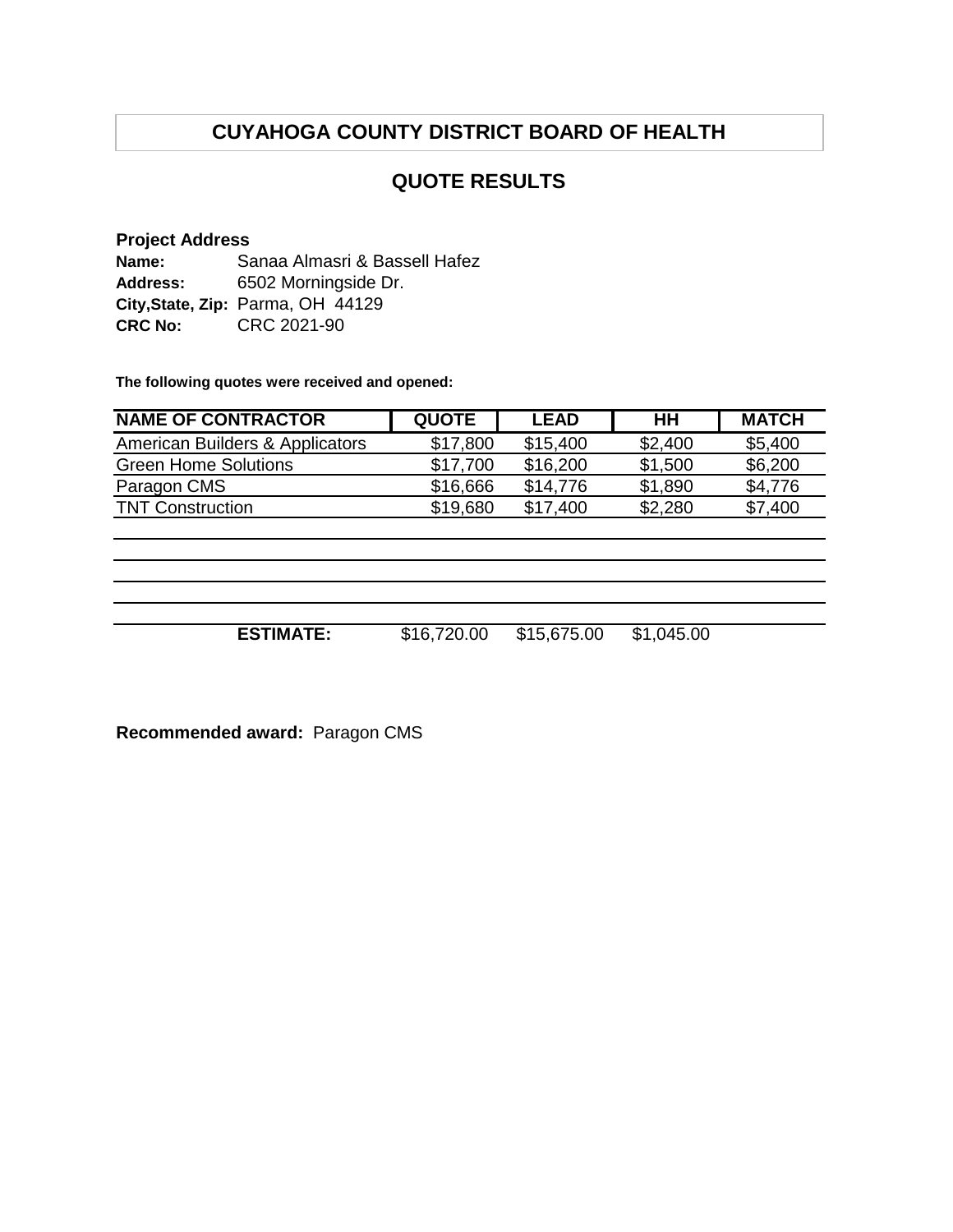# CUYAHOGA COUNTY DISTRICT BOARD OF HEALTH

## QUOTE RESULTS

**Project Address**

**Name:** Sanaa Almasri & Bassell Hafez
**Address:** 6502 Morningside Dr.
**City,State, Zip:** Parma, OH 44129
**CRC No:** CRC 2021-90

**The following quotes were received and opened:**

| NAME OF CONTRACTOR | QUOTE | LEAD | HH | MATCH |
|---|---|---|---|---|
| American Builders & Applicators | $17,800 | $15,400 | $2,400 | $5,400 |
| Green Home Solutions | $17,700 | $16,200 | $1,500 | $6,200 |
| Paragon CMS | $16,666 | $14,776 | $1,890 | $4,776 |
| TNT Construction | $19,680 | $17,400 | $2,280 | $7,400 |
| | | | | |
| | | | | |
| | | | | |
| | | | | |
| **ESTIMATE:** | $16,720.00 | $15,675.00 | $1,045.00 | |

**Recommended award:** Paragon CMS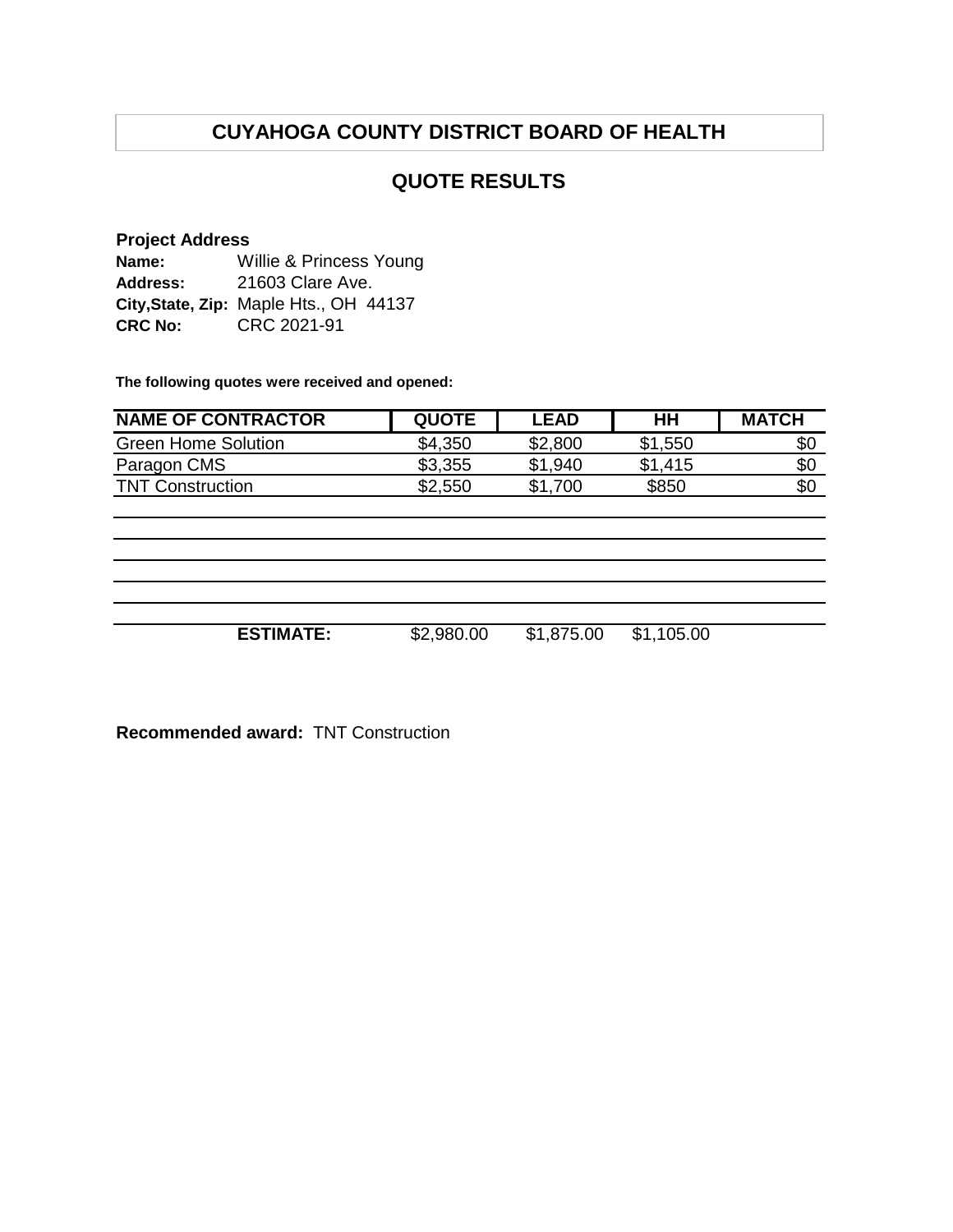# CUYAHOGA COUNTY DISTRICT BOARD OF HEALTH

## QUOTE RESULTS

**Project Address**
**Name:** Willie & Princess Young
**Address:** 21603 Clare Ave.
**City,State, Zip:** Maple Hts., OH 44137
**CRC No:** CRC 2021-91

**The following quotes were received and opened:**

| NAME OF CONTRACTOR | QUOTE | LEAD | HH | MATCH |
|---|---|---|---|---|
| Green Home Solution | $4,350 | $2,800 | $1,550 | $0 |
| Paragon CMS | $3,355 | $1,940 | $1,415 | $0 |
| TNT Construction | $2,550 | $1,700 | $850 | $0 |
| | | | | |
| | | | | |
| | | | | |
| | | | | |
| | | | | |
| **ESTIMATE:** | $2,980.00 | $1,875.00 | $1,105.00 | |

**Recommended award:** TNT Construction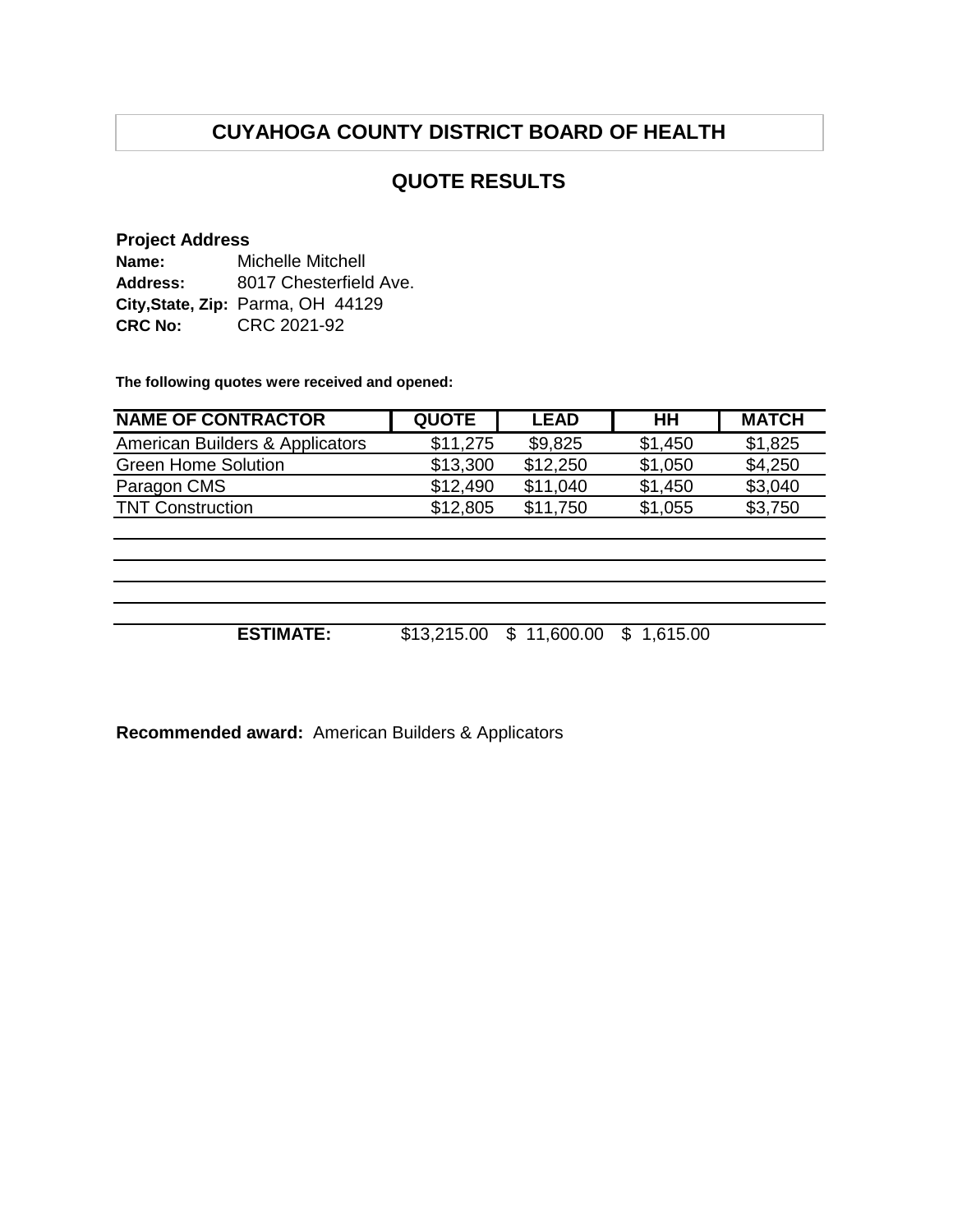# CUYAHOGA COUNTY DISTRICT BOARD OF HEALTH

## QUOTE RESULTS

**Project Address**
**Name:** Michelle Mitchell
**Address:** 8017 Chesterfield Ave.
**City,State, Zip:** Parma, OH 44129
**CRC No:** CRC 2021-92

**The following quotes were received and opened:**

| NAME OF CONTRACTOR | QUOTE | LEAD | HH | MATCH |
|---|---|---|---|---|
| American Builders & Applicators | $11,275 | $9,825 | $1,450 | $1,825 |
| Green Home Solution | $13,300 | $12,250 | $1,050 | $4,250 |
| Paragon CMS | $12,490 | $11,040 | $1,450 | $3,040 |
| TNT Construction | $12,805 | $11,750 | $1,055 | $3,750 |
| | | | | |
| | | | | |
| | | | | |
| | | | | |
| **ESTIMATE:** | $13,215.00 | $ 11,600.00 | $ 1,615.00 | |

**Recommended award:** American Builders & Applicators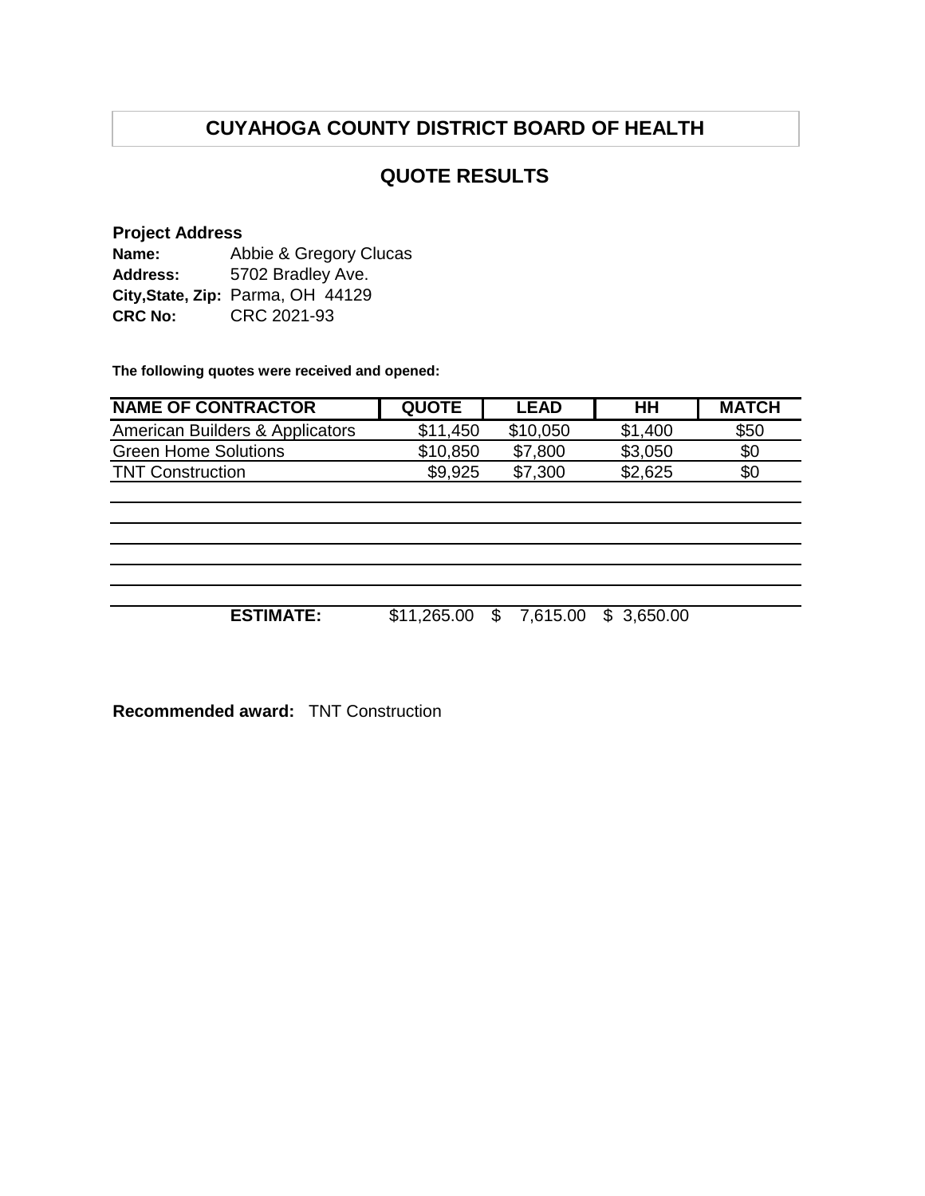# CUYAHOGA COUNTY DISTRICT BOARD OF HEALTH

## QUOTE RESULTS

**Project Address**

**Name:** Abbie & Gregory Clucas
**Address:** 5702 Bradley Ave.
**City,State, Zip:** Parma, OH 44129
**CRC No:** CRC 2021-93

**The following quotes were received and opened:**

| NAME OF CONTRACTOR | QUOTE | LEAD | HH | MATCH |
|---|---|---|---|---|
| American Builders & Applicators | $11,450 | $10,050 | $1,400 | $50 |
| Green Home Solutions | $10,850 | $7,800 | $3,050 | $0 |
| TNT Construction | $9,925 | $7,300 | $2,625 | $0 |
| **ESTIMATE:** | $11,265.00 | $ 7,615.00 | $ 3,650.00 | |

**Recommended award:** TNT Construction